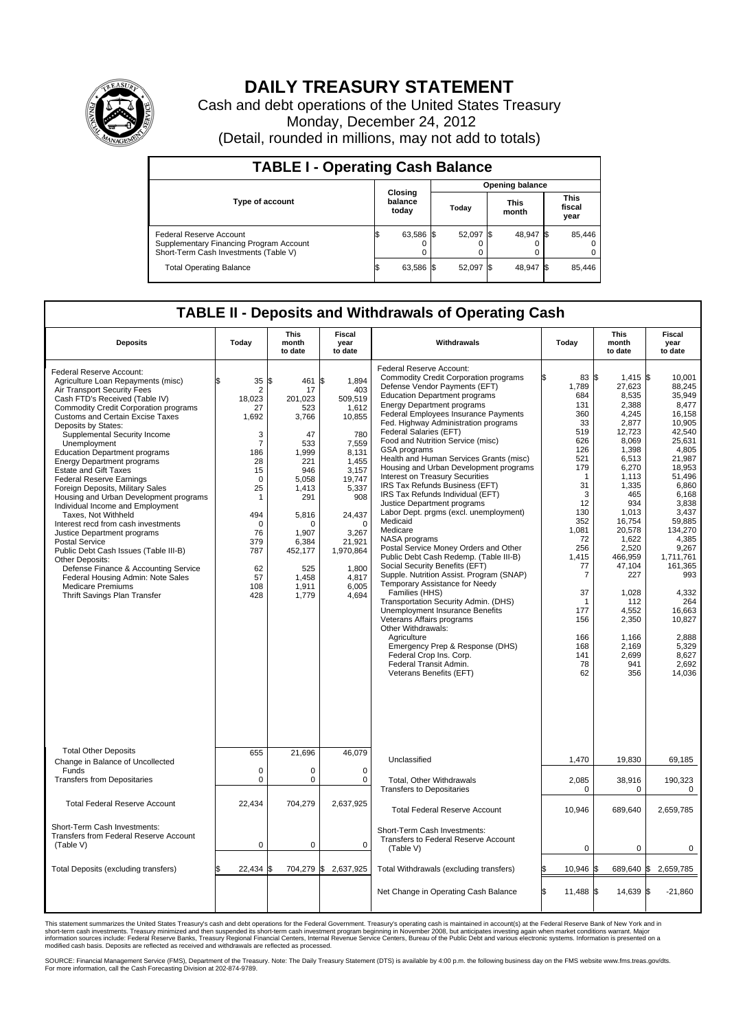# DAILY TREASURY STATEMENT

Cash and debt operations of the United States Treasury

Monday, December 24, 2012

(Detail, rounded in millions, may not add to totals)

## TABLE I - Operating Cash Balance

| Type of account | Closing balance today | Opening balance Today | Opening balance This month | Opening balance This fiscal year |
|---|---|---|---|---|
| Federal Reserve Account | $ 63,586 | $ 52,097 | $ 48,947 | $ 85,446 |
| Supplementary Financing Program Account | 0 | 0 | 0 | 0 |
| Short-Term Cash Investments (Table V) | 0 | 0 | 0 | 0 |
| Total Operating Balance | $ 63,586 | $ 52,097 | $ 48,947 | $ 85,446 |

## TABLE II - Deposits and Withdrawals of Operating Cash

| Deposits | Today | This month to date | Fiscal year to date | Withdrawals | Today | This month to date | Fiscal year to date |
|---|---|---|---|---|---|---|---|
| Federal Reserve Account: | | | | Federal Reserve Account: | | | |
| Agriculture Loan Repayments (misc) | $ 35 | $ 461 | $ 1,894 | Commodity Credit Corporation programs | $ 83 | $ 1,415 | $ 10,001 |
| Air Transport Security Fees | 2 | 17 | 403 | Defense Vendor Payments (EFT) | 1,789 | 27,623 | 88,245 |
| Cash FTD's Received (Table IV) | 18,023 | 201,023 | 509,519 | Education Department programs | 684 | 8,535 | 35,949 |
| Commodity Credit Corporation programs | 27 | 523 | 1,612 | Energy Department programs | 131 | 2,388 | 8,477 |
| Customs and Certain Excise Taxes | 1,692 | 3,766 | 10,855 | Federal Employees Insurance Payments | 360 | 4,245 | 16,158 |
| Deposits by States: | | | | Fed. Highway Administration programs | 33 | 2,877 | 10,905 |
| Supplemental Security Income | 3 | 47 | 780 | Federal Salaries (EFT) | 519 | 12,723 | 42,540 |
| Unemployment | 7 | 533 | 7,559 | Food and Nutrition Service (misc) | 626 | 8,069 | 25,631 |
| Education Department programs | 186 | 1,999 | 8,131 | GSA programs | 126 | 1,398 | 4,805 |
| Energy Department programs | 28 | 221 | 1,455 | Health and Human Services Grants (misc) | 521 | 6,513 | 21,987 |
| Estate and Gift Taxes | 15 | 946 | 3,157 | Housing and Urban Development programs | 179 | 6,270 | 18,953 |
| Federal Reserve Earnings | 0 | 5,058 | 19,747 | Interest on Treasury Securities | 1 | 1,113 | 51,496 |
| Foreign Deposits, Military Sales | 25 | 1,413 | 5,337 | IRS Tax Refunds Business (EFT) | 31 | 1,335 | 6,860 |
| Housing and Urban Development programs | 1 | 291 | 908 | IRS Tax Refunds Individual (EFT) | 3 | 465 | 6,168 |
| Individual Income and Employment | | | | Justice Department programs | 12 | 934 | 3,838 |
| Taxes, Not Withheld | 494 | 5,816 | 24,437 | Labor Dept. prgms (excl. unemployment) | 130 | 1,013 | 3,437 |
| Interest recd from cash investments | 0 | 0 | 0 | Medicaid | 352 | 16,754 | 59,885 |
| Justice Department programs | 76 | 1,907 | 3,267 | Medicare | 1,081 | 20,578 | 134,270 |
| Postal Service | 379 | 6,384 | 21,921 | NASA programs | 72 | 1,622 | 4,385 |
| Public Debt Cash Issues (Table III-B) | 787 | 452,177 | 1,970,864 | Postal Service Money Orders and Other | 256 | 2,520 | 9,267 |
| Other Deposits: | | | | Public Debt Cash Redemp. (Table III-B) | 1,415 | 466,959 | 1,711,761 |
| Defense Finance & Accounting Service | 62 | 525 | 1,800 | Social Security Benefits (EFT) | 77 | 47,104 | 161,365 |
| Federal Housing Admin: Note Sales | 57 | 1,458 | 4,817 | Supple. Nutrition Assist. Program (SNAP) | 7 | 227 | 993 |
| Medicare Premiums | 108 | 1,911 | 6,005 | Temporary Assistance for Needy | | | |
| Thrift Savings Plan Transfer | 428 | 1,779 | 4,694 | Families (HHS) | 37 | 1,028 | 4,332 |
| | | | | Transportation Security Admin. (DHS) | 1 | 112 | 264 |
| | | | | Unemployment Insurance Benefits | 177 | 4,552 | 16,663 |
| | | | | Veterans Affairs programs | 156 | 2,350 | 10,827 |
| | | | | Other Withdrawals: | | | |
| | | | | Agriculture | 166 | 1,166 | 2,888 |
| | | | | Emergency Prep & Response (DHS) | 168 | 2,169 | 5,329 |
| | | | | Federal Crop Ins. Corp. | 141 | 2,699 | 8,627 |
| | | | | Federal Transit Admin. | 78 | 941 | 2,692 |
| | | | | Veterans Benefits (EFT) | 62 | 356 | 14,036 |
| Total Other Deposits | 655 | 21,696 | 46,079 | Unclassified | 1,470 | 19,830 | 69,185 |
| Change in Balance of Uncollected Funds | 0 | 0 | 0 | | | | |
| Transfers from Depositaries | 0 | 0 | 0 | Total, Other Withdrawals | 2,085 | 38,916 | 190,323 |
| | | | | Transfers to Depositaries | 0 | 0 | 0 |
| Total Federal Reserve Account | 22,434 | 704,279 | 2,637,925 | Total Federal Reserve Account | 10,946 | 689,640 | 2,659,785 |
| Short-Term Cash Investments: Transfers from Federal Reserve Account (Table V) | 0 | 0 | 0 | Short-Term Cash Investments: Transfers to Federal Reserve Account (Table V) | 0 | 0 | 0 |
| Total Deposits (excluding transfers) | $ 22,434 | $ 704,279 | $ 2,637,925 | Total Withdrawals (excluding transfers) | $ 10,946 | $ 689,640 | $ 2,659,785 |
| | | | | Net Change in Operating Cash Balance | $ 11,488 | $ 14,639 | $ -21,860 |

This statement summarizes the United States Treasury's cash and debt operations for the Federal Government. Treasury's operating cash is maintained in account(s) at the Federal Reserve Bank of New York and in short-term cash investments. Treasury minimized and then suspended its short-term cash investment program beginning in November 2008, but anticipates investing again when market conditions warrant. Major information sources include: Federal Reserve Banks, Treasury Regional Financial Centers, Internal Revenue Service Centers, Bureau of the Public Debt and various electronic systems. Information is presented on a modified cash basis. Deposits are reflected as received and withdrawals are reflected as processed.

SOURCE: Financial Management Service (FMS), Department of the Treasury. Note: The Daily Treasury Statement (DTS) is available by 4:00 p.m. the following business day on the FMS website www.fms.treas.gov/dts. For more information, call the Cash Forecasting Division at 202-874-9789.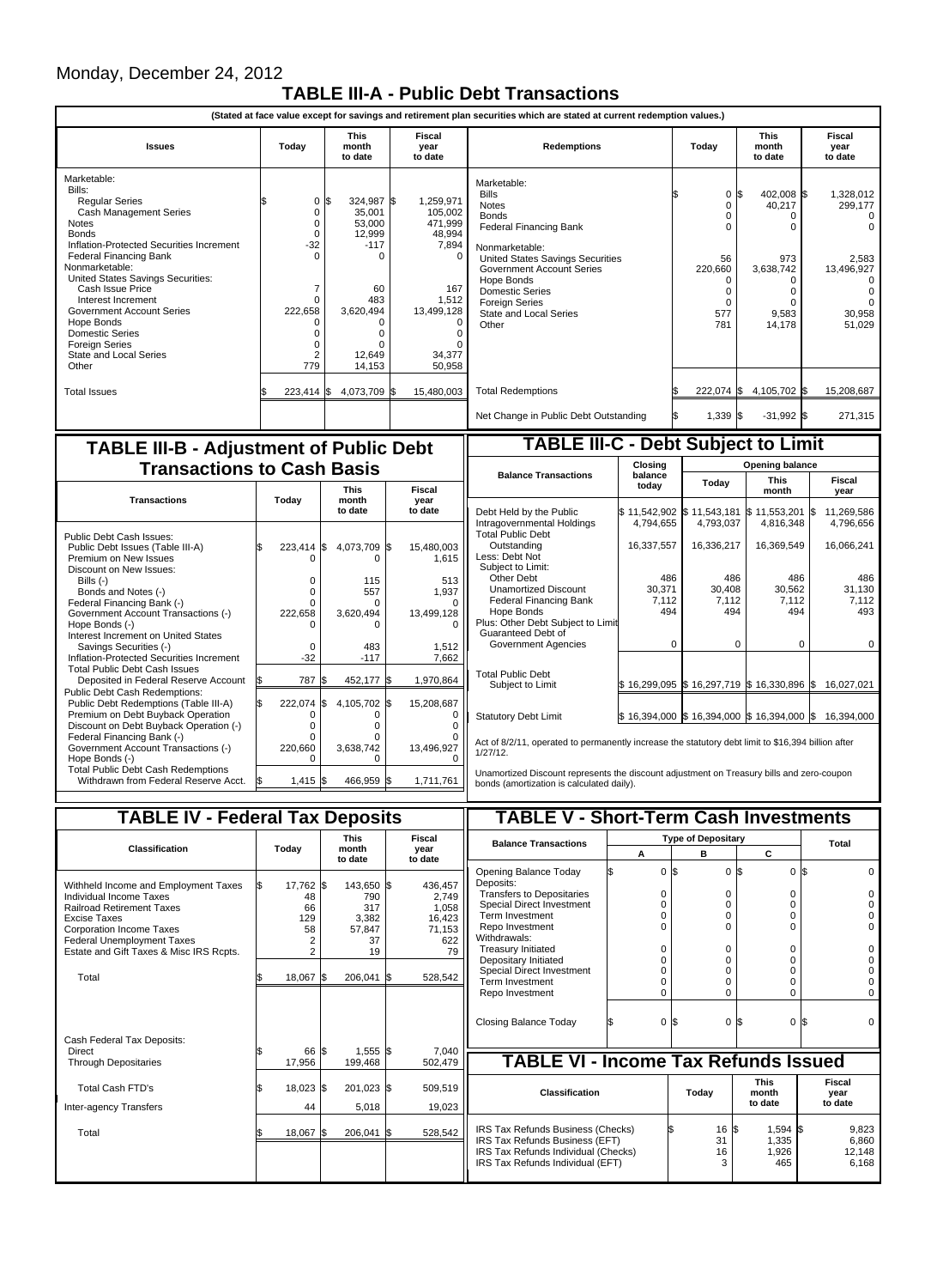Monday, December 24, 2012

# TABLE III-A - Public Debt Transactions

(Stated at face value except for savings and retirement plan securities which are stated at current redemption values.)

| Issues | Today | This month to date | Fiscal year to date | Redemptions | Today | This month to date | Fiscal year to date |
|---|---|---|---|---|---|---|---|
| Marketable: | | | | Marketable: | | | |
| Bills: | | | | Bills | $ 0 | $ 402,008 | $ 1,328,012 |
| Regular Series | $ 0 | $ 324,987 | $ 1,259,971 | Notes | 0 | 40,217 | 299,177 |
| Cash Management Series | 0 | 35,001 | 105,002 | Bonds | 0 | 0 | 0 |
| Notes | 0 | 53,000 | 471,999 | Federal Financing Bank | 0 | 0 | 0 |
| Bonds | 0 | 12,999 | 48,994 | | | | |
| Inflation-Protected Securities Increment | -32 | -117 | 7,894 | Nonmarketable: | | | |
| Federal Financing Bank | 0 | 0 | 0 | United States Savings Securities | 56 | 973 | 2,583 |
| Nonmarketable: | | | | Government Account Series | 220,660 | 3,638,742 | 13,496,927 |
| United States Savings Securities: | | | | Hope Bonds | 0 | 0 | 0 |
| Cash Issue Price | 7 | 60 | 167 | Domestic Series | 0 | 0 | 0 |
| Interest Increment | 0 | 483 | 1,512 | Foreign Series | 0 | 0 | 0 |
| Government Account Series | 222,658 | 3,620,494 | 13,499,128 | State and Local Series | 577 | 9,583 | 30,958 |
| Hope Bonds | 0 | 0 | 0 | Other | 781 | 14,178 | 51,029 |
| Domestic Series | 0 | 0 | 0 | | | | |
| Foreign Series | 0 | 0 | 0 | | | | |
| State and Local Series | 2 | 12,649 | 34,377 | | | | |
| Other | 779 | 14,153 | 50,958 | | | | |
| Total Issues | $ 223,414 | $ 4,073,709 | $ 15,480,003 | Total Redemptions | $ 222,074 | $ 4,105,702 | $ 15,208,687 |
| | | | | Net Change in Public Debt Outstanding | $ 1,339 | $ -31,992 | $ 271,315 |

# TABLE III-B - Adjustment of Public Debt Transactions to Cash Basis

| Transactions | Today | This month to date | Fiscal year to date |
|---|---|---|---|
| Public Debt Cash Issues: | | | |
| Public Debt Issues (Table III-A) | $ 223,414 | $ 4,073,709 | $ 15,480,003 |
| Premium on New Issues | 0 | 0 | 1,615 |
| Discount on New Issues: | | | |
| Bills (-) | 0 | 115 | 513 |
| Bonds and Notes (-) | 0 | 557 | 1,937 |
| Federal Financing Bank (-) | 0 | 0 | 0 |
| Government Account Transactions (-) | 222,658 | 3,620,494 | 13,499,128 |
| Hope Bonds (-) | 0 | 0 | 0 |
| Interest Increment on United States Savings Securities (-) | 0 | 483 | 1,512 |
| Inflation-Protected Securities Increment | -32 | -117 | 7,662 |
| Total Public Debt Cash Issues Deposited in Federal Reserve Account | $ 787 | $ 452,177 | $ 1,970,864 |
| Public Debt Cash Redemptions: | | | |
| Public Debt Redemptions (Table III-A) | $ 222,074 | $ 4,105,702 | $ 15,208,687 |
| Premium on Debt Buyback Operation | 0 | 0 | 0 |
| Discount on Debt Buyback Operation (-) | 0 | 0 | 0 |
| Federal Financing Bank (-) | 0 | 0 | 0 |
| Government Account Transactions (-) | 220,660 | 3,638,742 | 13,496,927 |
| Hope Bonds (-) | 0 | 0 | 0 |
| Total Public Debt Cash Redemptions Withdrawn from Federal Reserve Acct. | $ 1,415 | $ 466,959 | $ 1,711,761 |

# TABLE III-C - Debt Subject to Limit

| Balance Transactions | Closing balance today | Opening balance Today | Opening balance This month | Opening balance Fiscal year |
|---|---|---|---|---|
| Debt Held by the Public | $ 11,542,902 | $ 11,543,181 | $ 11,553,201 | $ 11,269,586 |
| Intragovernmental Holdings | 4,794,655 | 4,793,037 | 4,816,348 | 4,796,656 |
| Total Public Debt Outstanding | 16,337,557 | 16,336,217 | 16,369,549 | 16,066,241 |
| Less: Debt Not Subject to Limit: | | | | |
| Other Debt | 486 | 486 | 486 | 486 |
| Unamortized Discount | 30,371 | 30,408 | 30,562 | 31,130 |
| Federal Financing Bank | 7,112 | 7,112 | 7,112 | 7,112 |
| Hope Bonds | 494 | 494 | 494 | 493 |
| Plus: Other Debt Subject to Limit | | | | |
| Guaranteed Debt of Government Agencies | 0 | 0 | 0 | 0 |
| Total Public Debt Subject to Limit | $ 16,299,095 | $ 16,297,719 | $ 16,330,896 | $ 16,027,021 |
| Statutory Debt Limit | $ 16,394,000 | $ 16,394,000 | $ 16,394,000 | $ 16,394,000 |

Act of 8/2/11, operated to permanently increase the statutory debt limit to $16,394 billion after 1/27/12.

Unamortized Discount represents the discount adjustment on Treasury bills and zero-coupon bonds (amortization is calculated daily).

# TABLE IV - Federal Tax Deposits

| Classification | Today | This month to date | Fiscal year to date |
|---|---|---|---|
| Withheld Income and Employment Taxes | $ 17,762 | $ 143,650 | $ 436,457 |
| Individual Income Taxes | 48 | 790 | 2,749 |
| Railroad Retirement Taxes | 66 | 317 | 1,058 |
| Excise Taxes | 129 | 3,382 | 16,423 |
| Corporation Income Taxes | 58 | 57,847 | 71,153 |
| Federal Unemployment Taxes | 2 | 37 | 622 |
| Estate and Gift Taxes & Misc IRS Rcpts. | 2 | 19 | 79 |
| Total | $ 18,067 | $ 206,041 | $ 528,542 |
| Cash Federal Tax Deposits: | | | |
| Direct | $ 66 | $ 1,555 | $ 7,040 |
| Through Depositaries | 17,956 | 199,468 | 502,479 |
| Total Cash FTD's | $ 18,023 | $ 201,023 | $ 509,519 |
| Inter-agency Transfers | 44 | 5,018 | 19,023 |
| Total | $ 18,067 | $ 206,041 | $ 528,542 |

# TABLE V - Short-Term Cash Investments

| Balance Transactions | Type of Depositary A | Type of Depositary B | Type of Depositary C | Total |
|---|---|---|---|---|
| Opening Balance Today | $ 0 | $ 0 | $ 0 | $ 0 |
| Deposits: | | | | |
| Transfers to Depositaries | 0 | 0 | 0 | 0 |
| Special Direct Investment | 0 | 0 | 0 | 0 |
| Term Investment | 0 | 0 | 0 | 0 |
| Repo Investment | 0 | 0 | 0 | 0 |
| Withdrawals: | | | | |
| Treasury Initiated | 0 | 0 | 0 | 0 |
| Depositary Initiated | 0 | 0 | 0 | 0 |
| Special Direct Investment | 0 | 0 | 0 | 0 |
| Term Investment | 0 | 0 | 0 | 0 |
| Repo Investment | 0 | 0 | 0 | 0 |
| Closing Balance Today | $ 0 | $ 0 | $ 0 | $ 0 |

# TABLE VI - Income Tax Refunds Issued

| Classification | Today | This month to date | Fiscal year to date |
|---|---|---|---|
| IRS Tax Refunds Business (Checks) | $ 16 | $ 1,594 | $ 9,823 |
| IRS Tax Refunds Business (EFT) | 31 | 1,335 | 6,860 |
| IRS Tax Refunds Individual (Checks) | 16 | 1,926 | 12,148 |
| IRS Tax Refunds Individual (EFT) | 3 | 465 | 6,168 |